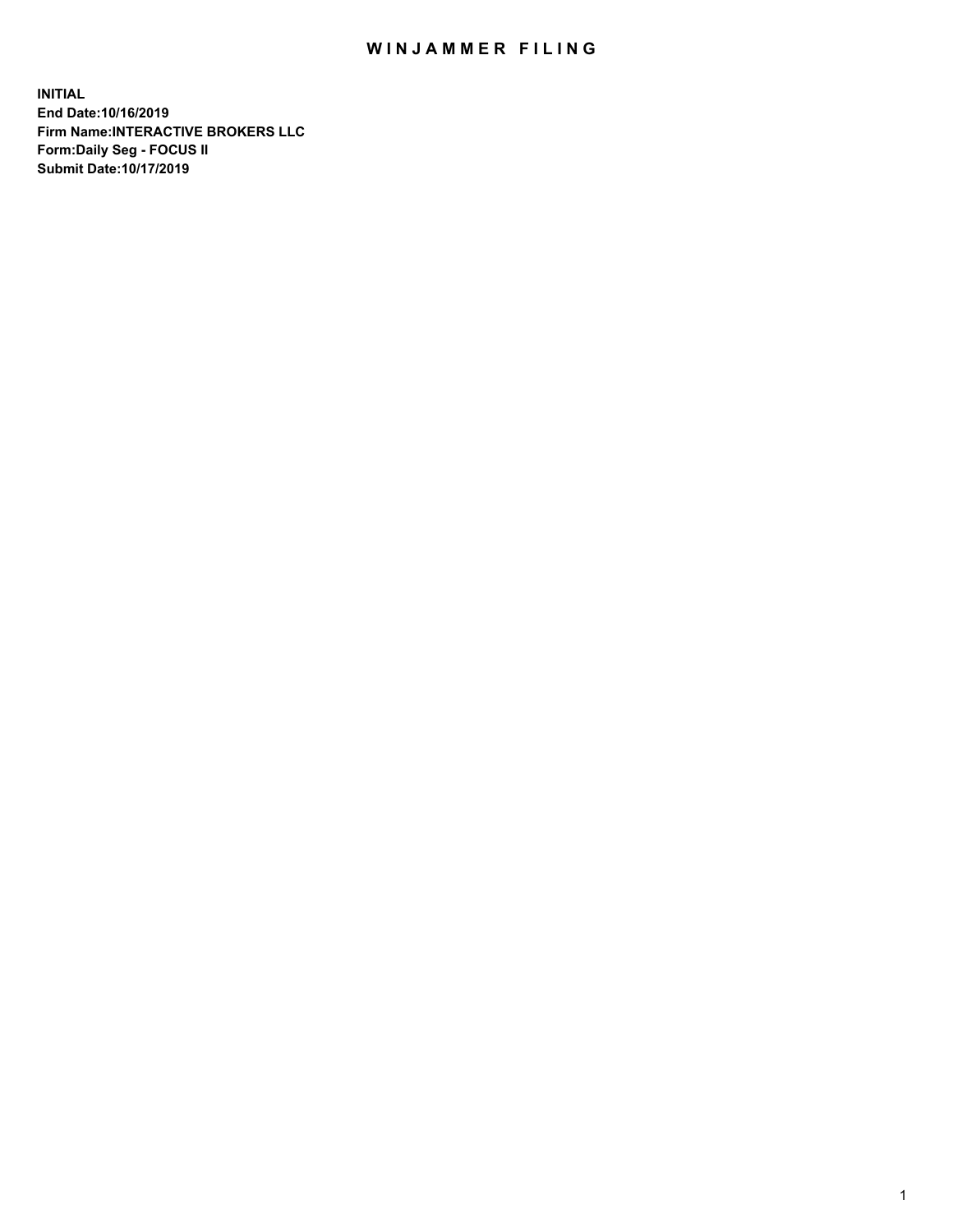# WINJAMMER FILING

**INITIAL**
**End Date:10/16/2019**
**Firm Name:INTERACTIVE BROKERS LLC**
**Form:Daily Seg - FOCUS II**
**Submit Date:10/17/2019**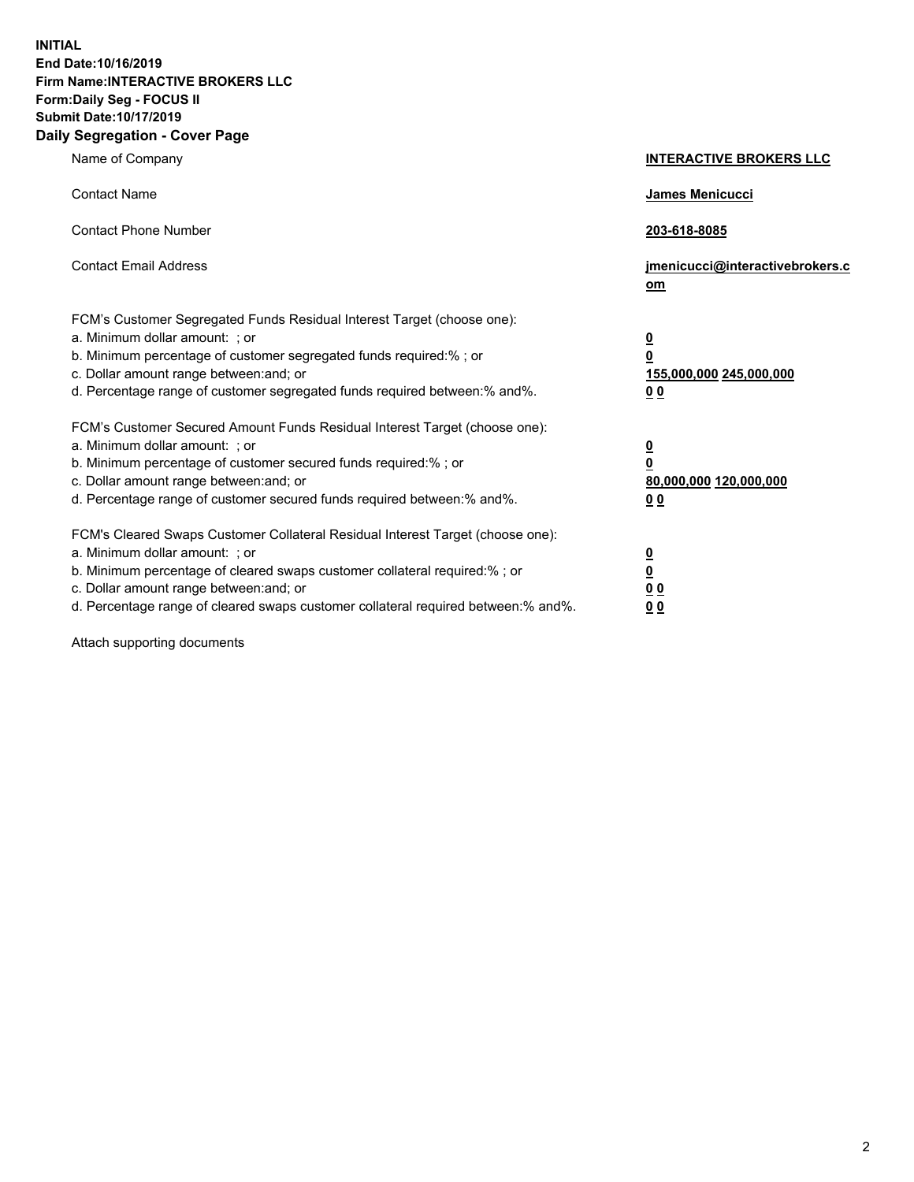**INITIAL**
**End Date:10/16/2019**
**Firm Name:INTERACTIVE BROKERS LLC**
**Form:Daily Seg - FOCUS II**
**Submit Date:10/17/2019**
**Daily Segregation - Cover Page**

| | |
|---|---|
| Name of Company | **INTERACTIVE BROKERS LLC** |
| Contact Name | **James Menicucci** |
| Contact Phone Number | **203-618-8085** |
| Contact Email Address | **jmenicucci@interactivebrokers.com** |

FCM's Customer Segregated Funds Residual Interest Target (choose one):

| | |
|---|---|
| a. Minimum dollar amount: ; or | **0** |
| b. Minimum percentage of customer segregated funds required:% ; or | **0** |
| c. Dollar amount range between:and; or | **155,000,000 245,000,000** |
| d. Percentage range of customer segregated funds required between:% and%. | **0 0** |

FCM's Customer Secured Amount Funds Residual Interest Target (choose one):

| | |
|---|---|
| a. Minimum dollar amount: ; or | **0** |
| b. Minimum percentage of customer secured funds required:% ; or | **0** |
| c. Dollar amount range between:and; or | **80,000,000 120,000,000** |
| d. Percentage range of customer secured funds required between:% and%. | **0 0** |

FCM's Cleared Swaps Customer Collateral Residual Interest Target (choose one):

| | |
|---|---|
| a. Minimum dollar amount: ; or | **0** |
| b. Minimum percentage of cleared swaps customer collateral required:% ; or | **0** |
| c. Dollar amount range between:and; or | **0 0** |
| d. Percentage range of cleared swaps customer collateral required between:% and%. | **0 0** |

Attach supporting documents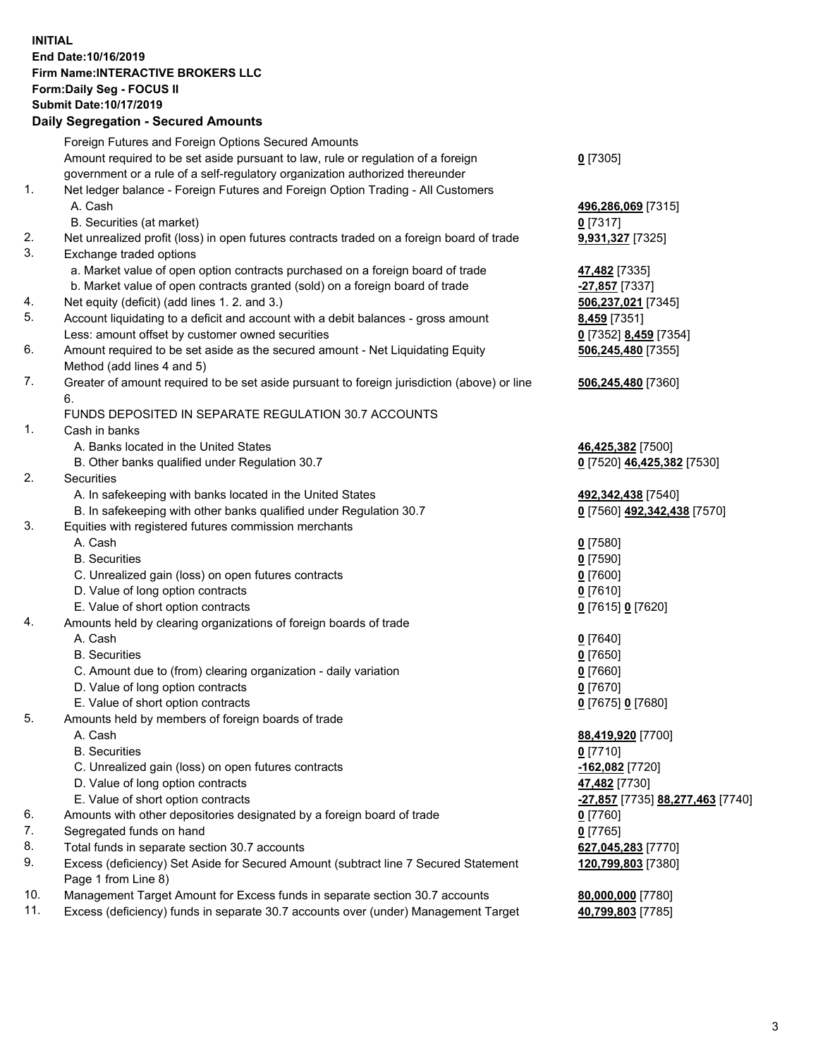**INITIAL**
**End Date:10/16/2019**
**Firm Name:INTERACTIVE BROKERS LLC**
**Form:Daily Seg - FOCUS II**
**Submit Date:10/17/2019**

## Daily Segregation - Secured Amounts

| | | |
|---|---|---|
| | Foreign Futures and Foreign Options Secured Amounts | |
| | Amount required to be set aside pursuant to law, rule or regulation of a foreign government or a rule of a self-regulatory organization authorized thereunder | 0 [7305] |
| 1. | Net ledger balance - Foreign Futures and Foreign Option Trading - All Customers | |
| | A. Cash | 496,286,069 [7315] |
| | B. Securities (at market) | 0 [7317] |
| 2. | Net unrealized profit (loss) in open futures contracts traded on a foreign board of trade | 9,931,327 [7325] |
| 3. | Exchange traded options | |
| | a. Market value of open option contracts purchased on a foreign board of trade | 47,482 [7335] |
| | b. Market value of open contracts granted (sold) on a foreign board of trade | -27,857 [7337] |
| 4. | Net equity (deficit) (add lines 1. 2. and 3.) | 506,237,021 [7345] |
| 5. | Account liquidating to a deficit and account with a debit balances - gross amount | 8,459 [7351] |
| | Less: amount offset by customer owned securities | 0 [7352] 8,459 [7354] |
| 6. | Amount required to be set aside as the secured amount - Net Liquidating Equity Method (add lines 4 and 5) | 506,245,480 [7355] |
| 7. | Greater of amount required to be set aside pursuant to foreign jurisdiction (above) or line 6. | 506,245,480 [7360] |
| | FUNDS DEPOSITED IN SEPARATE REGULATION 30.7 ACCOUNTS | |
| 1. | Cash in banks | |
| | A. Banks located in the United States | 46,425,382 [7500] |
| | B. Other banks qualified under Regulation 30.7 | 0 [7520] 46,425,382 [7530] |
| 2. | Securities | |
| | A. In safekeeping with banks located in the United States | 492,342,438 [7540] |
| | B. In safekeeping with other banks qualified under Regulation 30.7 | 0 [7560] 492,342,438 [7570] |
| 3. | Equities with registered futures commission merchants | |
| | A. Cash | 0 [7580] |
| | B. Securities | 0 [7590] |
| | C. Unrealized gain (loss) on open futures contracts | 0 [7600] |
| | D. Value of long option contracts | 0 [7610] |
| | E. Value of short option contracts | 0 [7615] 0 [7620] |
| 4. | Amounts held by clearing organizations of foreign boards of trade | |
| | A. Cash | 0 [7640] |
| | B. Securities | 0 [7650] |
| | C. Amount due to (from) clearing organization - daily variation | 0 [7660] |
| | D. Value of long option contracts | 0 [7670] |
| | E. Value of short option contracts | 0 [7675] 0 [7680] |
| 5. | Amounts held by members of foreign boards of trade | |
| | A. Cash | 88,419,920 [7700] |
| | B. Securities | 0 [7710] |
| | C. Unrealized gain (loss) on open futures contracts | -162,082 [7720] |
| | D. Value of long option contracts | 47,482 [7730] |
| | E. Value of short option contracts | -27,857 [7735] 88,277,463 [7740] |
| 6. | Amounts with other depositories designated by a foreign board of trade | 0 [7760] |
| 7. | Segregated funds on hand | 0 [7765] |
| 8. | Total funds in separate section 30.7 accounts | 627,045,283 [7770] |
| 9. | Excess (deficiency) Set Aside for Secured Amount (subtract line 7 Secured Statement Page 1 from Line 8) | 120,799,803 [7380] |
| 10. | Management Target Amount for Excess funds in separate section 30.7 accounts | 80,000,000 [7780] |
| 11. | Excess (deficiency) funds in separate 30.7 accounts over (under) Management Target | 40,799,803 [7785] |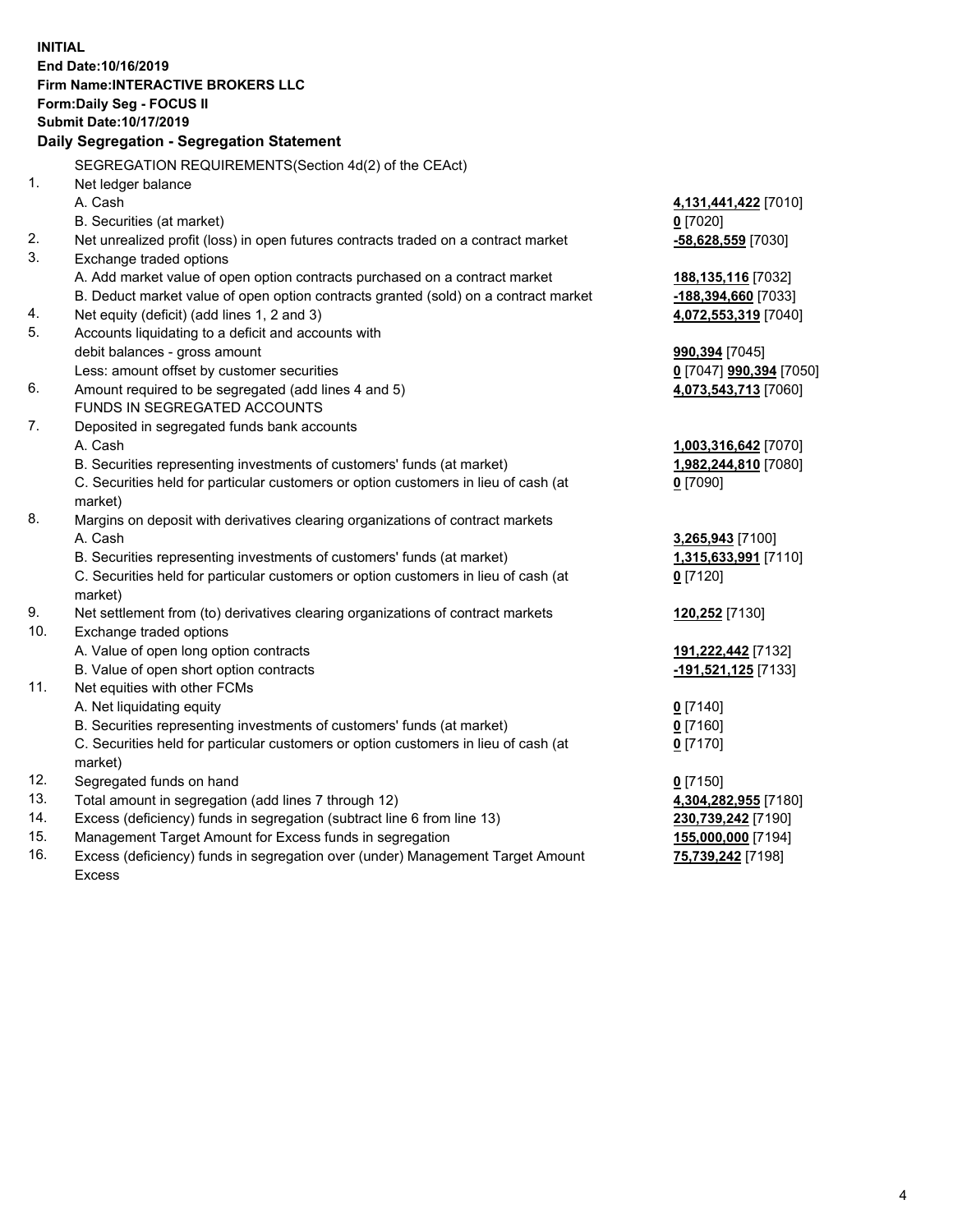**INITIAL**
**End Date:10/16/2019**
**Firm Name:INTERACTIVE BROKERS LLC**
**Form:Daily Seg - FOCUS II**
**Submit Date:10/17/2019**

**Daily Segregation - Segregation Statement**

| | | |
|---|---|---|
| | SEGREGATION REQUIREMENTS(Section 4d(2) of the CEAct) | |
| 1. | Net ledger balance | |
| | A. Cash | **4,131,441,422** [7010] |
| | B. Securities (at market) | **0** [7020] |
| 2. | Net unrealized profit (loss) in open futures contracts traded on a contract market | **-58,628,559** [7030] |
| 3. | Exchange traded options | |
| | A. Add market value of open option contracts purchased on a contract market | **188,135,116** [7032] |
| | B. Deduct market value of open option contracts granted (sold) on a contract market | **-188,394,660** [7033] |
| 4. | Net equity (deficit) (add lines 1, 2 and 3) | **4,072,553,319** [7040] |
| 5. | Accounts liquidating to a deficit and accounts with | |
| | debit balances - gross amount | **990,394** [7045] |
| | Less: amount offset by customer securities | **0** [7047] **990,394** [7050] |
| 6. | Amount required to be segregated (add lines 4 and 5) | **4,073,543,713** [7060] |
| | FUNDS IN SEGREGATED ACCOUNTS | |
| 7. | Deposited in segregated funds bank accounts | |
| | A. Cash | **1,003,316,642** [7070] |
| | B. Securities representing investments of customers' funds (at market) | **1,982,244,810** [7080] |
| | C. Securities held for particular customers or option customers in lieu of cash (at market) | **0** [7090] |
| 8. | Margins on deposit with derivatives clearing organizations of contract markets | |
| | A. Cash | **3,265,943** [7100] |
| | B. Securities representing investments of customers' funds (at market) | **1,315,633,991** [7110] |
| | C. Securities held for particular customers or option customers in lieu of cash (at market) | **0** [7120] |
| 9. | Net settlement from (to) derivatives clearing organizations of contract markets | **120,252** [7130] |
| 10. | Exchange traded options | |
| | A. Value of open long option contracts | **191,222,442** [7132] |
| | B. Value of open short option contracts | **-191,521,125** [7133] |
| 11. | Net equities with other FCMs | |
| | A. Net liquidating equity | **0** [7140] |
| | B. Securities representing investments of customers' funds (at market) | **0** [7160] |
| | C. Securities held for particular customers or option customers in lieu of cash (at market) | **0** [7170] |
| 12. | Segregated funds on hand | **0** [7150] |
| 13. | Total amount in segregation (add lines 7 through 12) | **4,304,282,955** [7180] |
| 14. | Excess (deficiency) funds in segregation (subtract line 6 from line 13) | **230,739,242** [7190] |
| 15. | Management Target Amount for Excess funds in segregation | **155,000,000** [7194] |
| 16. | Excess (deficiency) funds in segregation over (under) Management Target Amount Excess | **75,739,242** [7198] |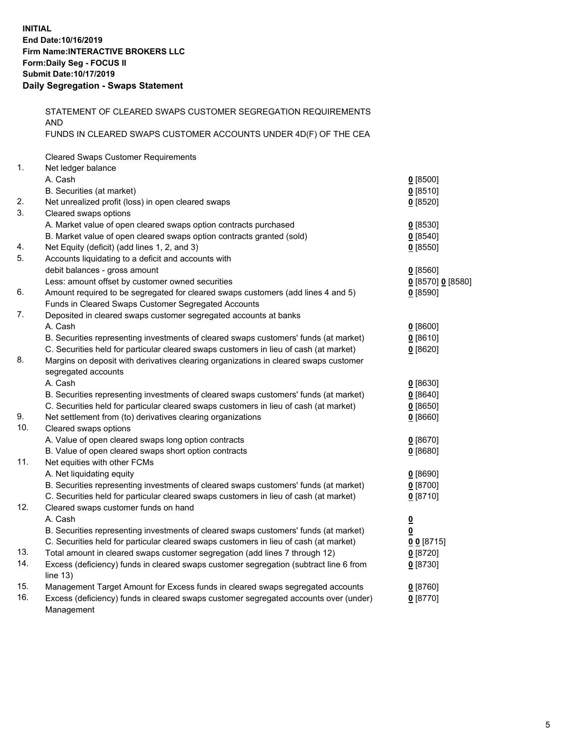**INITIAL**
**End Date:10/16/2019**
**Firm Name:INTERACTIVE BROKERS LLC**
**Form:Daily Seg - FOCUS II**
**Submit Date:10/17/2019**
**Daily Segregation - Swaps Statement**

STATEMENT OF CLEARED SWAPS CUSTOMER SEGREGATION REQUIREMENTS AND FUNDS IN CLEARED SWAPS CUSTOMER ACCOUNTS UNDER 4D(F) OF THE CEA

| | | |
|---|---|---|
| | Cleared Swaps Customer Requirements | |
| 1. | Net ledger balance | |
| | A. Cash | 0 [8500] |
| | B. Securities (at market) | 0 [8510] |
| 2. | Net unrealized profit (loss) in open cleared swaps | 0 [8520] |
| 3. | Cleared swaps options | |
| | A. Market value of open cleared swaps option contracts purchased | 0 [8530] |
| | B. Market value of open cleared swaps option contracts granted (sold) | 0 [8540] |
| 4. | Net Equity (deficit) (add lines 1, 2, and 3) | 0 [8550] |
| 5. | Accounts liquidating to a deficit and accounts with debit balances - gross amount | 0 [8560] |
| | Less: amount offset by customer owned securities | 0 [8570] 0 [8580] |
| 6. | Amount required to be segregated for cleared swaps customers (add lines 4 and 5) | 0 [8590] |
| | Funds in Cleared Swaps Customer Segregated Accounts | |
| 7. | Deposited in cleared swaps customer segregated accounts at banks | |
| | A. Cash | 0 [8600] |
| | B. Securities representing investments of cleared swaps customers' funds (at market) | 0 [8610] |
| | C. Securities held for particular cleared swaps customers in lieu of cash (at market) | 0 [8620] |
| 8. | Margins on deposit with derivatives clearing organizations in cleared swaps customer segregated accounts | |
| | A. Cash | 0 [8630] |
| | B. Securities representing investments of cleared swaps customers' funds (at market) | 0 [8640] |
| | C. Securities held for particular cleared swaps customers in lieu of cash (at market) | 0 [8650] |
| 9. | Net settlement from (to) derivatives clearing organizations | 0 [8660] |
| 10. | Cleared swaps options | |
| | A. Value of open cleared swaps long option contracts | 0 [8670] |
| | B. Value of open cleared swaps short option contracts | 0 [8680] |
| 11. | Net equities with other FCMs | |
| | A. Net liquidating equity | 0 [8690] |
| | B. Securities representing investments of cleared swaps customers' funds (at market) | 0 [8700] |
| | C. Securities held for particular cleared swaps customers in lieu of cash (at market) | 0 [8710] |
| 12. | Cleared swaps customer funds on hand | |
| | A. Cash | 0 |
| | B. Securities representing investments of cleared swaps customers' funds (at market) | 0 |
| | C. Securities held for particular cleared swaps customers in lieu of cash (at market) | 0 0 [8715] |
| 13. | Total amount in cleared swaps customer segregation (add lines 7 through 12) | 0 [8720] |
| 14. | Excess (deficiency) funds in cleared swaps customer segregation (subtract line 6 from line 13) | 0 [8730] |
| 15. | Management Target Amount for Excess funds in cleared swaps segregated accounts | 0 [8760] |
| 16. | Excess (deficiency) funds in cleared swaps customer segregated accounts over (under) Management | 0 [8770] |